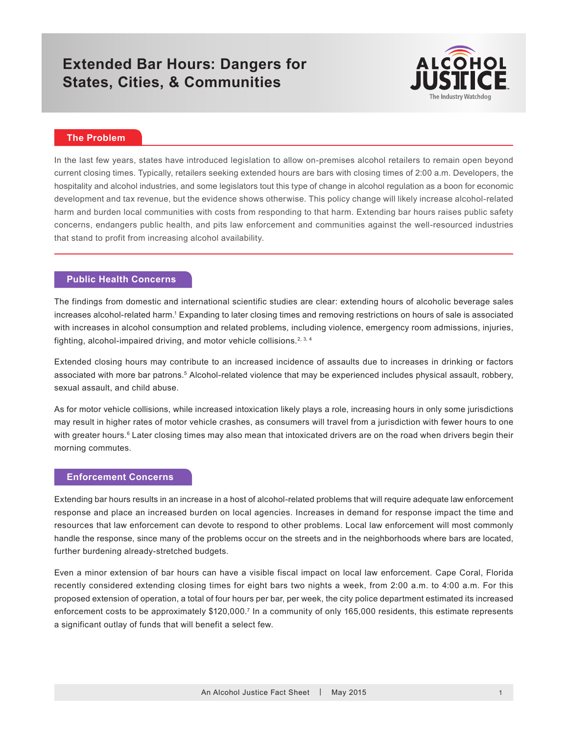# Extended Bar Hours: Dangers for States, Cities, & Communities

ALCOHOL JUSTICE
The Industry Watchdog

## The Problem

In the last few years, states have introduced legislation to allow on-premises alcohol retailers to remain open beyond current closing times. Typically, retailers seeking extended hours are bars with closing times of 2:00 a.m. Developers, the hospitality and alcohol industries, and some legislators tout this type of change in alcohol regulation as a boon for economic development and tax revenue, but the evidence shows otherwise. This policy change will likely increase alcohol-related harm and burden local communities with costs from responding to that harm. Extending bar hours raises public safety concerns, endangers public health, and pits law enforcement and communities against the well-resourced industries that stand to profit from increasing alcohol availability.

## Public Health Concerns

The findings from domestic and international scientific studies are clear: extending hours of alcoholic beverage sales increases alcohol-related harm.[1] Expanding to later closing times and removing restrictions on hours of sale is associated with increases in alcohol consumption and related problems, including violence, emergency room admissions, injuries, fighting, alcohol-impaired driving, and motor vehicle collisions.[2, 3, 4]

Extended closing hours may contribute to an increased incidence of assaults due to increases in drinking or factors associated with more bar patrons.[5] Alcohol-related violence that may be experienced includes physical assault, robbery, sexual assault, and child abuse.

As for motor vehicle collisions, while increased intoxication likely plays a role, increasing hours in only some jurisdictions may result in higher rates of motor vehicle crashes, as consumers will travel from a jurisdiction with fewer hours to one with greater hours.[6] Later closing times may also mean that intoxicated drivers are on the road when drivers begin their morning commutes.

## Enforcement Concerns

Extending bar hours results in an increase in a host of alcohol-related problems that will require adequate law enforcement response and place an increased burden on local agencies. Increases in demand for response impact the time and resources that law enforcement can devote to respond to other problems. Local law enforcement will most commonly handle the response, since many of the problems occur on the streets and in the neighborhoods where bars are located, further burdening already-stretched budgets.

Even a minor extension of bar hours can have a visible fiscal impact on local law enforcement. Cape Coral, Florida recently considered extending closing times for eight bars two nights a week, from 2:00 a.m. to 4:00 a.m. For this proposed extension of operation, a total of four hours per bar, per week, the city police department estimated its increased enforcement costs to be approximately $120,000.[7] In a community of only 165,000 residents, this estimate represents a significant outlay of funds that will benefit a select few.

An Alcohol Justice Fact Sheet | May 2015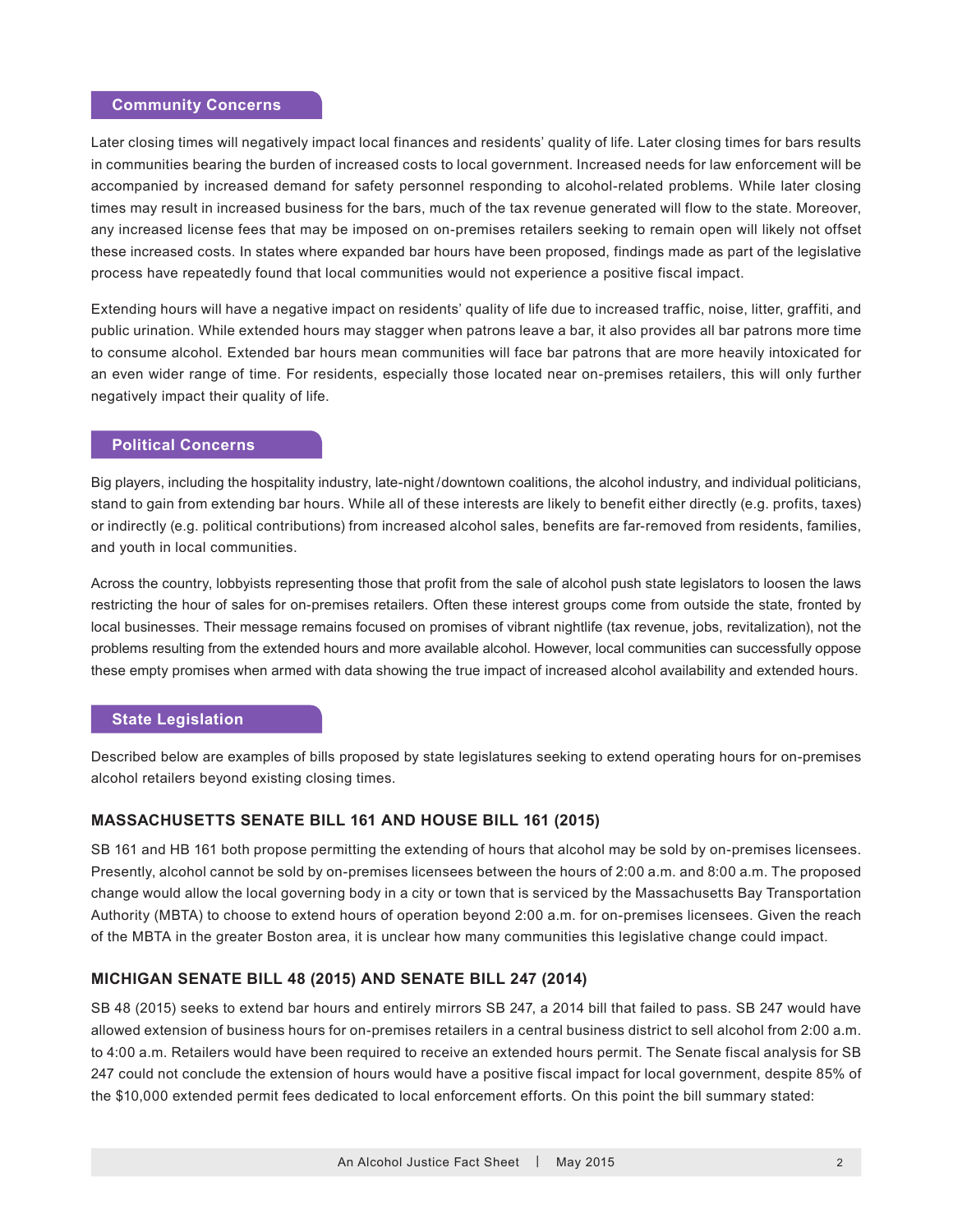## Community Concerns

Later closing times will negatively impact local finances and residents' quality of life. Later closing times for bars results in communities bearing the burden of increased costs to local government. Increased needs for law enforcement will be accompanied by increased demand for safety personnel responding to alcohol-related problems. While later closing times may result in increased business for the bars, much of the tax revenue generated will flow to the state. Moreover, any increased license fees that may be imposed on on-premises retailers seeking to remain open will likely not offset these increased costs. In states where expanded bar hours have been proposed, findings made as part of the legislative process have repeatedly found that local communities would not experience a positive fiscal impact.

Extending hours will have a negative impact on residents' quality of life due to increased traffic, noise, litter, graffiti, and public urination. While extended hours may stagger when patrons leave a bar, it also provides all bar patrons more time to consume alcohol. Extended bar hours mean communities will face bar patrons that are more heavily intoxicated for an even wider range of time. For residents, especially those located near on-premises retailers, this will only further negatively impact their quality of life.

## Political Concerns

Big players, including the hospitality industry, late-night/downtown coalitions, the alcohol industry, and individual politicians, stand to gain from extending bar hours. While all of these interests are likely to benefit either directly (e.g. profits, taxes) or indirectly (e.g. political contributions) from increased alcohol sales, benefits are far-removed from residents, families, and youth in local communities.

Across the country, lobbyists representing those that profit from the sale of alcohol push state legislators to loosen the laws restricting the hour of sales for on-premises retailers. Often these interest groups come from outside the state, fronted by local businesses. Their message remains focused on promises of vibrant nightlife (tax revenue, jobs, revitalization), not the problems resulting from the extended hours and more available alcohol. However, local communities can successfully oppose these empty promises when armed with data showing the true impact of increased alcohol availability and extended hours.

## State Legislation

Described below are examples of bills proposed by state legislatures seeking to extend operating hours for on-premises alcohol retailers beyond existing closing times.

### MASSACHUSETTS SENATE BILL 161 AND HOUSE BILL 161 (2015)

SB 161 and HB 161 both propose permitting the extending of hours that alcohol may be sold by on-premises licensees. Presently, alcohol cannot be sold by on-premises licensees between the hours of 2:00 a.m. and 8:00 a.m. The proposed change would allow the local governing body in a city or town that is serviced by the Massachusetts Bay Transportation Authority (MBTA) to choose to extend hours of operation beyond 2:00 a.m. for on-premises licensees. Given the reach of the MBTA in the greater Boston area, it is unclear how many communities this legislative change could impact.

### MICHIGAN SENATE BILL 48 (2015) AND SENATE BILL 247 (2014)

SB 48 (2015) seeks to extend bar hours and entirely mirrors SB 247, a 2014 bill that failed to pass. SB 247 would have allowed extension of business hours for on-premises retailers in a central business district to sell alcohol from 2:00 a.m. to 4:00 a.m. Retailers would have been required to receive an extended hours permit. The Senate fiscal analysis for SB 247 could not conclude the extension of hours would have a positive fiscal impact for local government, despite 85% of the $10,000 extended permit fees dedicated to local enforcement efforts. On this point the bill summary stated: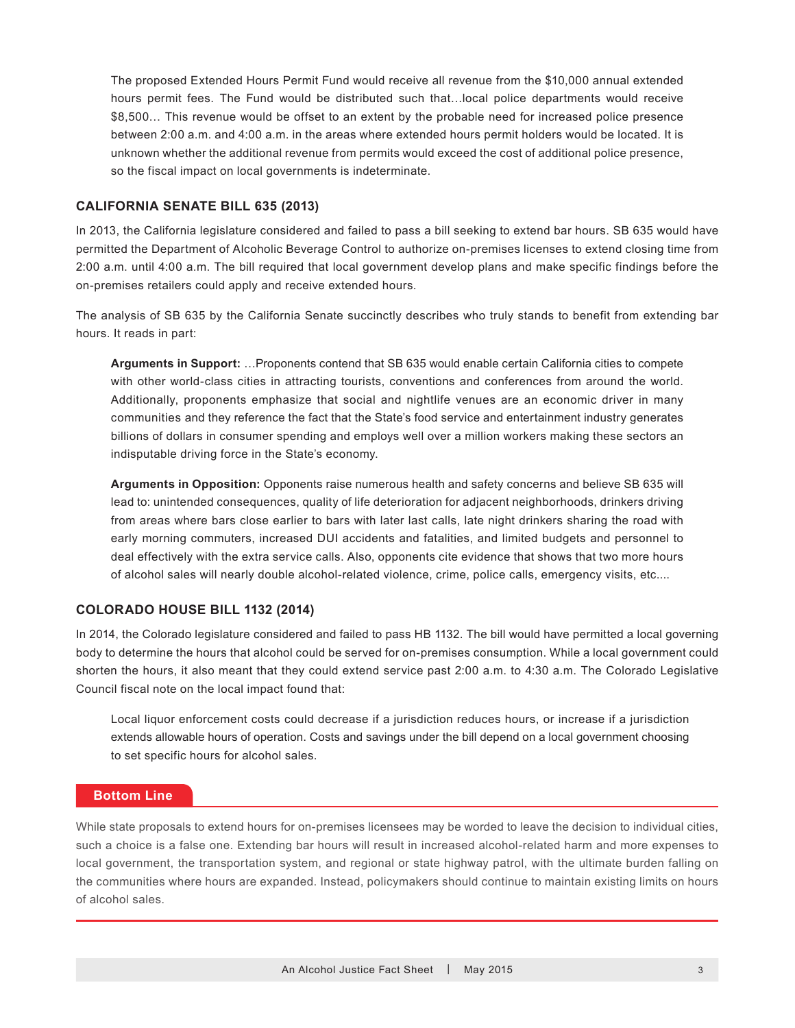> The proposed Extended Hours Permit Fund would receive all revenue from the $10,000 annual extended hours permit fees. The Fund would be distributed such that…local police departments would receive $8,500… This revenue would be offset to an extent by the probable need for increased police presence between 2:00 a.m. and 4:00 a.m. in the areas where extended hours permit holders would be located. It is unknown whether the additional revenue from permits would exceed the cost of additional police presence, so the fiscal impact on local governments is indeterminate.

### CALIFORNIA SENATE BILL 635 (2013)

In 2013, the California legislature considered and failed to pass a bill seeking to extend bar hours. SB 635 would have permitted the Department of Alcoholic Beverage Control to authorize on-premises licenses to extend closing time from 2:00 a.m. until 4:00 a.m. The bill required that local government develop plans and make specific findings before the on-premises retailers could apply and receive extended hours.

The analysis of SB 635 by the California Senate succinctly describes who truly stands to benefit from extending bar hours. It reads in part:

> **Arguments in Support:** …Proponents contend that SB 635 would enable certain California cities to compete with other world-class cities in attracting tourists, conventions and conferences from around the world. Additionally, proponents emphasize that social and nightlife venues are an economic driver in many communities and they reference the fact that the State's food service and entertainment industry generates billions of dollars in consumer spending and employs well over a million workers making these sectors an indisputable driving force in the State's economy.
>
> **Arguments in Opposition:** Opponents raise numerous health and safety concerns and believe SB 635 will lead to: unintended consequences, quality of life deterioration for adjacent neighborhoods, drinkers driving from areas where bars close earlier to bars with later last calls, late night drinkers sharing the road with early morning commuters, increased DUI accidents and fatalities, and limited budgets and personnel to deal effectively with the extra service calls. Also, opponents cite evidence that shows that two more hours of alcohol sales will nearly double alcohol-related violence, crime, police calls, emergency visits, etc....

### COLORADO HOUSE BILL 1132 (2014)

In 2014, the Colorado legislature considered and failed to pass HB 1132. The bill would have permitted a local governing body to determine the hours that alcohol could be served for on-premises consumption. While a local government could shorten the hours, it also meant that they could extend service past 2:00 a.m. to 4:30 a.m. The Colorado Legislative Council fiscal note on the local impact found that:

> Local liquor enforcement costs could decrease if a jurisdiction reduces hours, or increase if a jurisdiction extends allowable hours of operation. Costs and savings under the bill depend on a local government choosing to set specific hours for alcohol sales.

## Bottom Line

While state proposals to extend hours for on-premises licensees may be worded to leave the decision to individual cities, such a choice is a false one. Extending bar hours will result in increased alcohol-related harm and more expenses to local government, the transportation system, and regional or state highway patrol, with the ultimate burden falling on the communities where hours are expanded. Instead, policymakers should continue to maintain existing limits on hours of alcohol sales.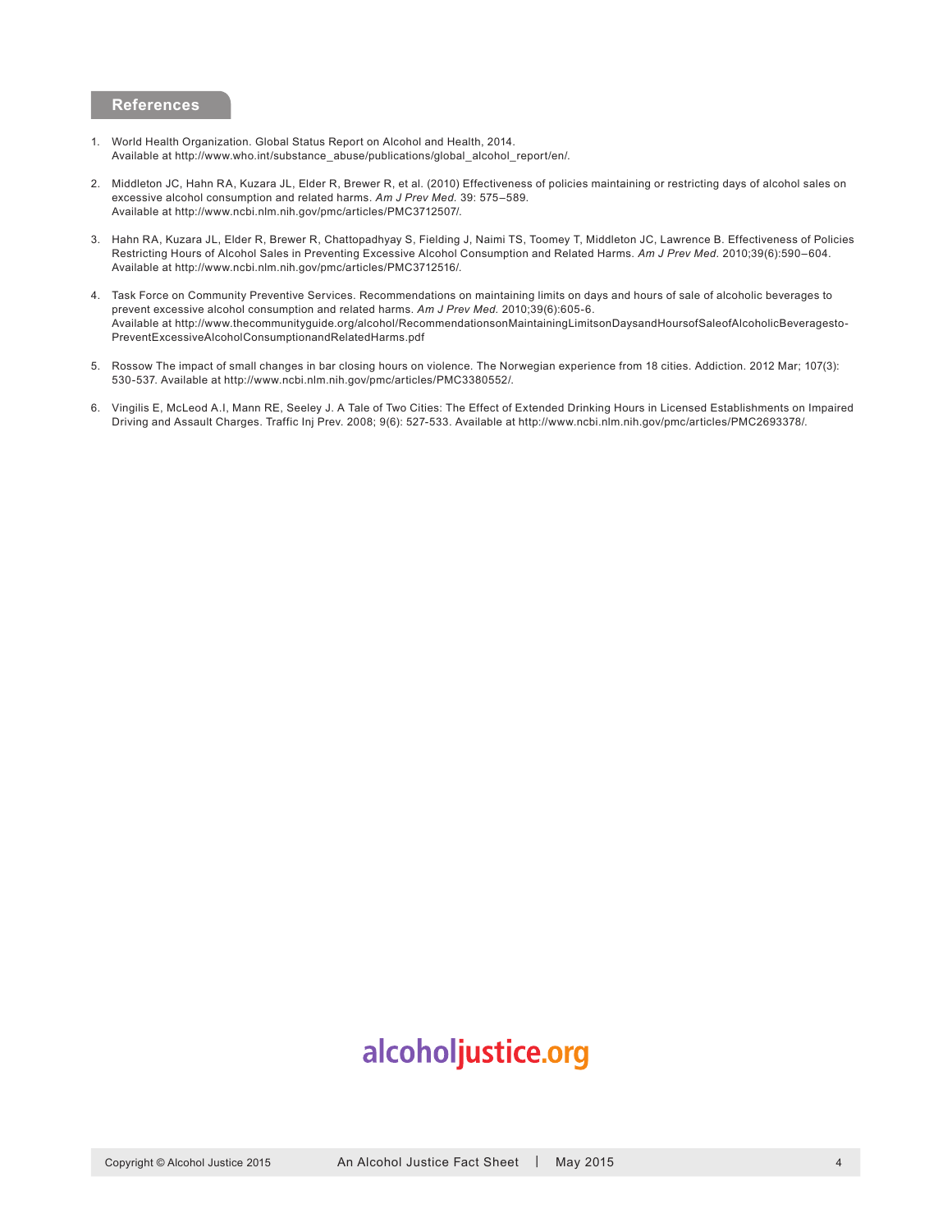## References

1. World Health Organization. Global Status Report on Alcohol and Health, 2014. Available at http://www.who.int/substance_abuse/publications/global_alcohol_report/en/.

2. Middleton JC, Hahn RA, Kuzara JL, Elder R, Brewer R, et al. (2010) Effectiveness of policies maintaining or restricting days of alcohol sales on excessive alcohol consumption and related harms. *Am J Prev Med.* 39: 575–589. Available at http://www.ncbi.nlm.nih.gov/pmc/articles/PMC3712507/.

3. Hahn RA, Kuzara JL, Elder R, Brewer R, Chattopadhyay S, Fielding J, Naimi TS, Toomey T, Middleton JC, Lawrence B. Effectiveness of Policies Restricting Hours of Alcohol Sales in Preventing Excessive Alcohol Consumption and Related Harms. *Am J Prev Med.* 2010;39(6):590–604. Available at http://www.ncbi.nlm.nih.gov/pmc/articles/PMC3712516/.

4. Task Force on Community Preventive Services. Recommendations on maintaining limits on days and hours of sale of alcoholic beverages to prevent excessive alcohol consumption and related harms. *Am J Prev Med.* 2010;39(6):605-6. Available at http://www.thecommunityguide.org/alcohol/RecommendationsonMaintainingLimitsonDaysandHoursofSaleofAlcoholicBeveragesto-PreventExcessiveAlcoholConsumptionandRelatedHarms.pdf

5. Rossow The impact of small changes in bar closing hours on violence. The Norwegian experience from 18 cities. Addiction. 2012 Mar; 107(3): 530-537. Available at http://www.ncbi.nlm.nih.gov/pmc/articles/PMC3380552/.

6. Vingilis E, McLeod A.I, Mann RE, Seeley J. A Tale of Two Cities: The Effect of Extended Drinking Hours in Licensed Establishments on Impaired Driving and Assault Charges. Traffic Inj Prev. 2008; 9(6): 527-533. Available at http://www.ncbi.nlm.nih.gov/pmc/articles/PMC2693378/.

alcoholjustice.org

Copyright © Alcohol Justice 2015 | An Alcohol Justice Fact Sheet | May 2015